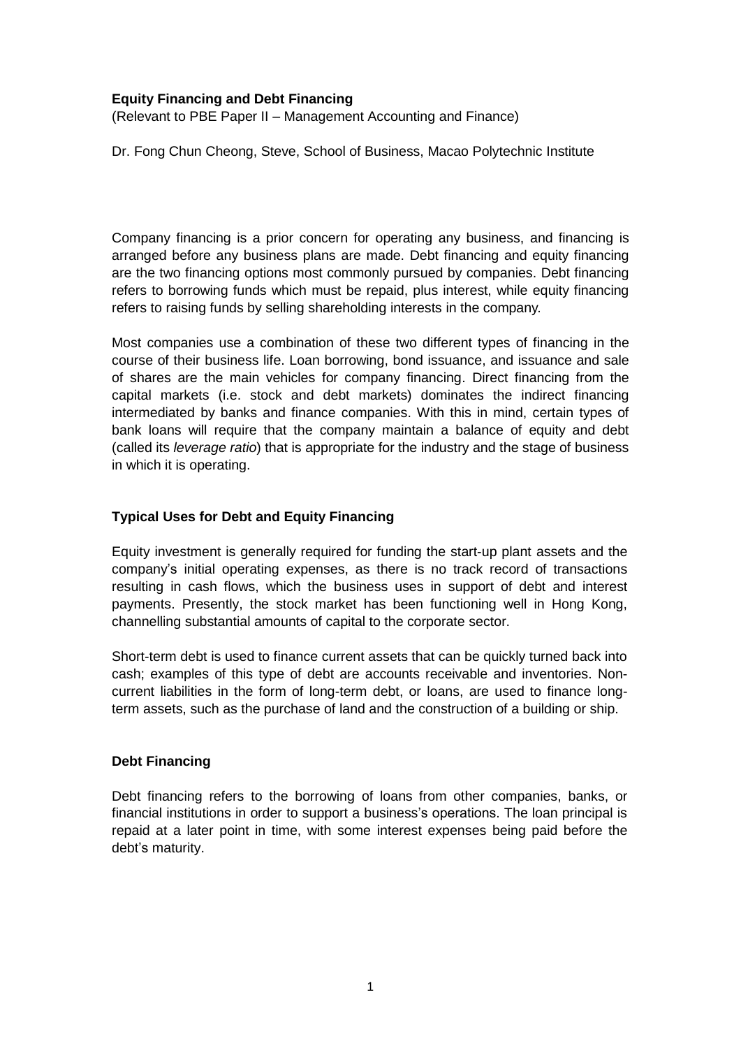**Equity Financing and Debt Financing**

(Relevant to PBE Paper II – Management Accounting and Finance)

Dr. Fong Chun Cheong, Steve, School of Business, Macao Polytechnic Institute

Company financing is a prior concern for operating any business, and financing is arranged before any business plans are made. Debt financing and equity financing are the two financing options most commonly pursued by companies. Debt financing refers to borrowing funds which must be repaid, plus interest, while equity financing refers to raising funds by selling shareholding interests in the company.

Most companies use a combination of these two different types of financing in the course of their business life. Loan borrowing, bond issuance, and issuance and sale of shares are the main vehicles for company financing. Direct financing from the capital markets (i.e. stock and debt markets) dominates the indirect financing intermediated by banks and finance companies. With this in mind, certain types of bank loans will require that the company maintain a balance of equity and debt (called its *leverage ratio*) that is appropriate for the industry and the stage of business in which it is operating.

## Typical Uses for Debt and Equity Financing

Equity investment is generally required for funding the start-up plant assets and the company's initial operating expenses, as there is no track record of transactions resulting in cash flows, which the business uses in support of debt and interest payments. Presently, the stock market has been functioning well in Hong Kong, channelling substantial amounts of capital to the corporate sector.

Short-term debt is used to finance current assets that can be quickly turned back into cash; examples of this type of debt are accounts receivable and inventories. Non-current liabilities in the form of long-term debt, or loans, are used to finance long-term assets, such as the purchase of land and the construction of a building or ship.

## Debt Financing

Debt financing refers to the borrowing of loans from other companies, banks, or financial institutions in order to support a business's operations. The loan principal is repaid at a later point in time, with some interest expenses being paid before the debt's maturity.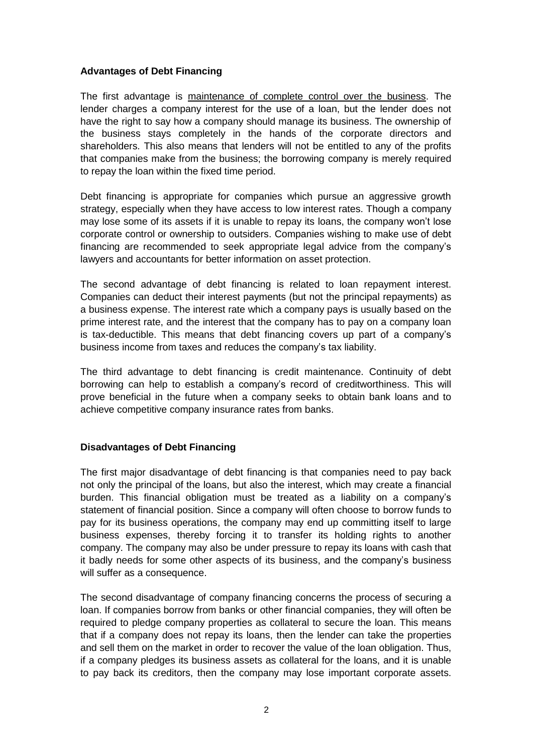**Advantages of Debt Financing**

The first advantage is <u>maintenance of complete control over the business</u>. The lender charges a company interest for the use of a loan, but the lender does not have the right to say how a company should manage its business. The ownership of the business stays completely in the hands of the corporate directors and shareholders. This also means that lenders will not be entitled to any of the profits that companies make from the business; the borrowing company is merely required to repay the loan within the fixed time period.

Debt financing is appropriate for companies which pursue an aggressive growth strategy, especially when they have access to low interest rates. Though a company may lose some of its assets if it is unable to repay its loans, the company won't lose corporate control or ownership to outsiders. Companies wishing to make use of debt financing are recommended to seek appropriate legal advice from the company's lawyers and accountants for better information on asset protection.

The second advantage of debt financing is related to loan repayment interest. Companies can deduct their interest payments (but not the principal repayments) as a business expense. The interest rate which a company pays is usually based on the prime interest rate, and the interest that the company has to pay on a company loan is tax-deductible. This means that debt financing covers up part of a company's business income from taxes and reduces the company's tax liability.

The third advantage to debt financing is credit maintenance. Continuity of debt borrowing can help to establish a company's record of creditworthiness. This will prove beneficial in the future when a company seeks to obtain bank loans and to achieve competitive company insurance rates from banks.

**Disadvantages of Debt Financing**

The first major disadvantage of debt financing is that companies need to pay back not only the principal of the loans, but also the interest, which may create a financial burden. This financial obligation must be treated as a liability on a company's statement of financial position. Since a company will often choose to borrow funds to pay for its business operations, the company may end up committing itself to large business expenses, thereby forcing it to transfer its holding rights to another company. The company may also be under pressure to repay its loans with cash that it badly needs for some other aspects of its business, and the company's business will suffer as a consequence.

The second disadvantage of company financing concerns the process of securing a loan. If companies borrow from banks or other financial companies, they will often be required to pledge company properties as collateral to secure the loan. This means that if a company does not repay its loans, then the lender can take the properties and sell them on the market in order to recover the value of the loan obligation. Thus, if a company pledges its business assets as collateral for the loans, and it is unable to pay back its creditors, then the company may lose important corporate assets.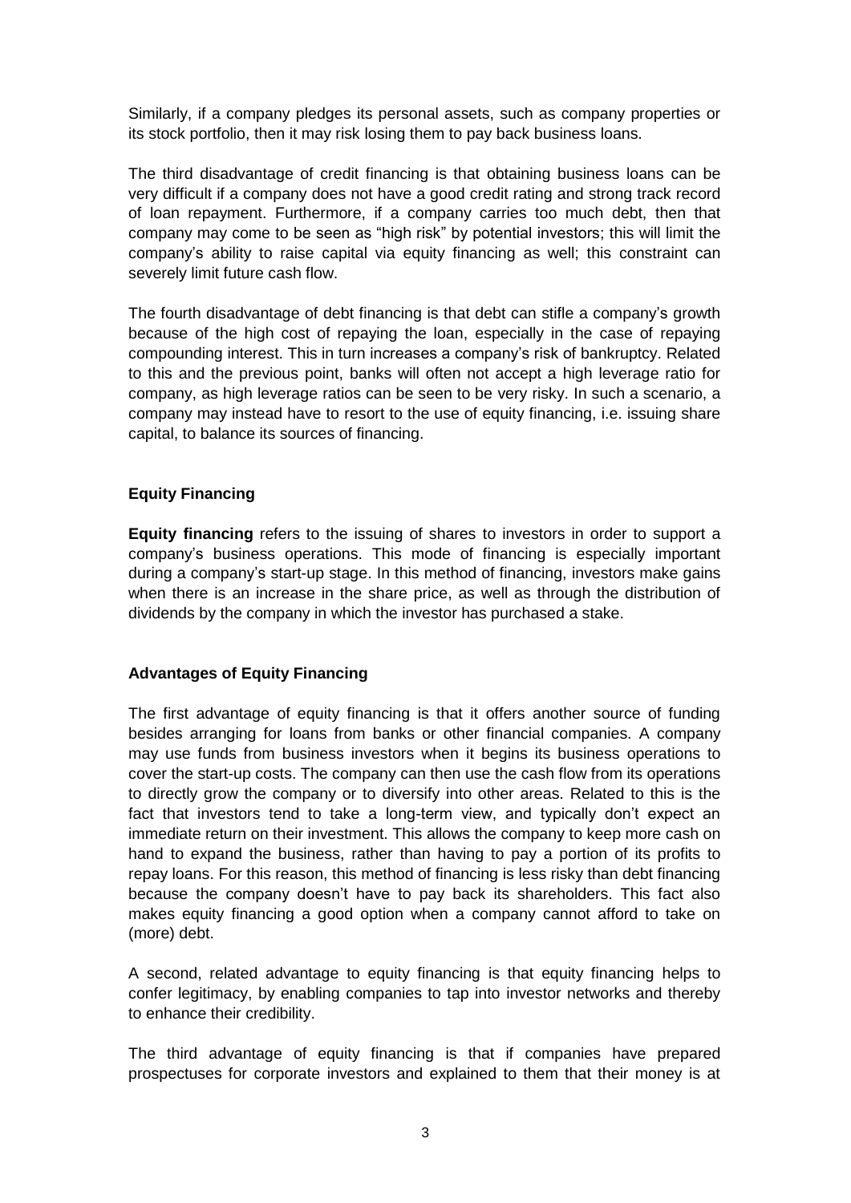Similarly, if a company pledges its personal assets, such as company properties or its stock portfolio, then it may risk losing them to pay back business loans.

The third disadvantage of credit financing is that obtaining business loans can be very difficult if a company does not have a good credit rating and strong track record of loan repayment. Furthermore, if a company carries too much debt, then that company may come to be seen as "high risk" by potential investors; this will limit the company's ability to raise capital via equity financing as well; this constraint can severely limit future cash flow.

The fourth disadvantage of debt financing is that debt can stifle a company's growth because of the high cost of repaying the loan, especially in the case of repaying compounding interest. This in turn increases a company's risk of bankruptcy. Related to this and the previous point, banks will often not accept a high leverage ratio for company, as high leverage ratios can be seen to be very risky. In such a scenario, a company may instead have to resort to the use of equity financing, i.e. issuing share capital, to balance its sources of financing.

**Equity Financing**

**Equity financing** refers to the issuing of shares to investors in order to support a company's business operations. This mode of financing is especially important during a company's start-up stage. In this method of financing, investors make gains when there is an increase in the share price, as well as through the distribution of dividends by the company in which the investor has purchased a stake.

**Advantages of Equity Financing**

The first advantage of equity financing is that it offers another source of funding besides arranging for loans from banks or other financial companies. A company may use funds from business investors when it begins its business operations to cover the start-up costs. The company can then use the cash flow from its operations to directly grow the company or to diversify into other areas. Related to this is the fact that investors tend to take a long-term view, and typically don't expect an immediate return on their investment. This allows the company to keep more cash on hand to expand the business, rather than having to pay a portion of its profits to repay loans. For this reason, this method of financing is less risky than debt financing because the company doesn't have to pay back its shareholders. This fact also makes equity financing a good option when a company cannot afford to take on (more) debt.

A second, related advantage to equity financing is that equity financing helps to confer legitimacy, by enabling companies to tap into investor networks and thereby to enhance their credibility.

The third advantage of equity financing is that if companies have prepared prospectuses for corporate investors and explained to them that their money is at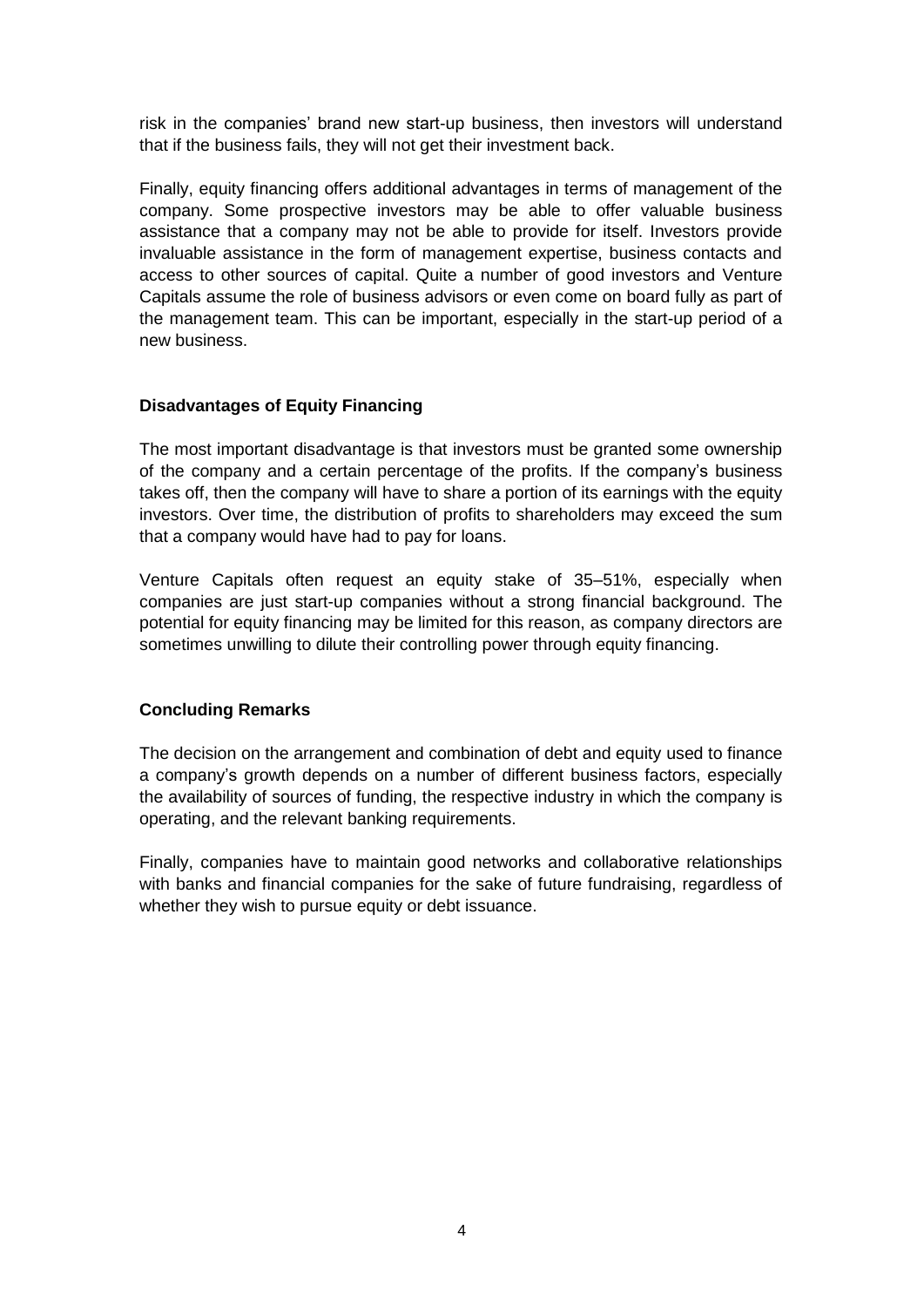risk in the companies' brand new start-up business, then investors will understand that if the business fails, they will not get their investment back.

Finally, equity financing offers additional advantages in terms of management of the company. Some prospective investors may be able to offer valuable business assistance that a company may not be able to provide for itself. Investors provide invaluable assistance in the form of management expertise, business contacts and access to other sources of capital. Quite a number of good investors and Venture Capitals assume the role of business advisors or even come on board fully as part of the management team. This can be important, especially in the start-up period of a new business.

**Disadvantages of Equity Financing**

The most important disadvantage is that investors must be granted some ownership of the company and a certain percentage of the profits. If the company's business takes off, then the company will have to share a portion of its earnings with the equity investors. Over time, the distribution of profits to shareholders may exceed the sum that a company would have had to pay for loans.

Venture Capitals often request an equity stake of 35–51%, especially when companies are just start-up companies without a strong financial background. The potential for equity financing may be limited for this reason, as company directors are sometimes unwilling to dilute their controlling power through equity financing.

**Concluding Remarks**

The decision on the arrangement and combination of debt and equity used to finance a company's growth depends on a number of different business factors, especially the availability of sources of funding, the respective industry in which the company is operating, and the relevant banking requirements.

Finally, companies have to maintain good networks and collaborative relationships with banks and financial companies for the sake of future fundraising, regardless of whether they wish to pursue equity or debt issuance.